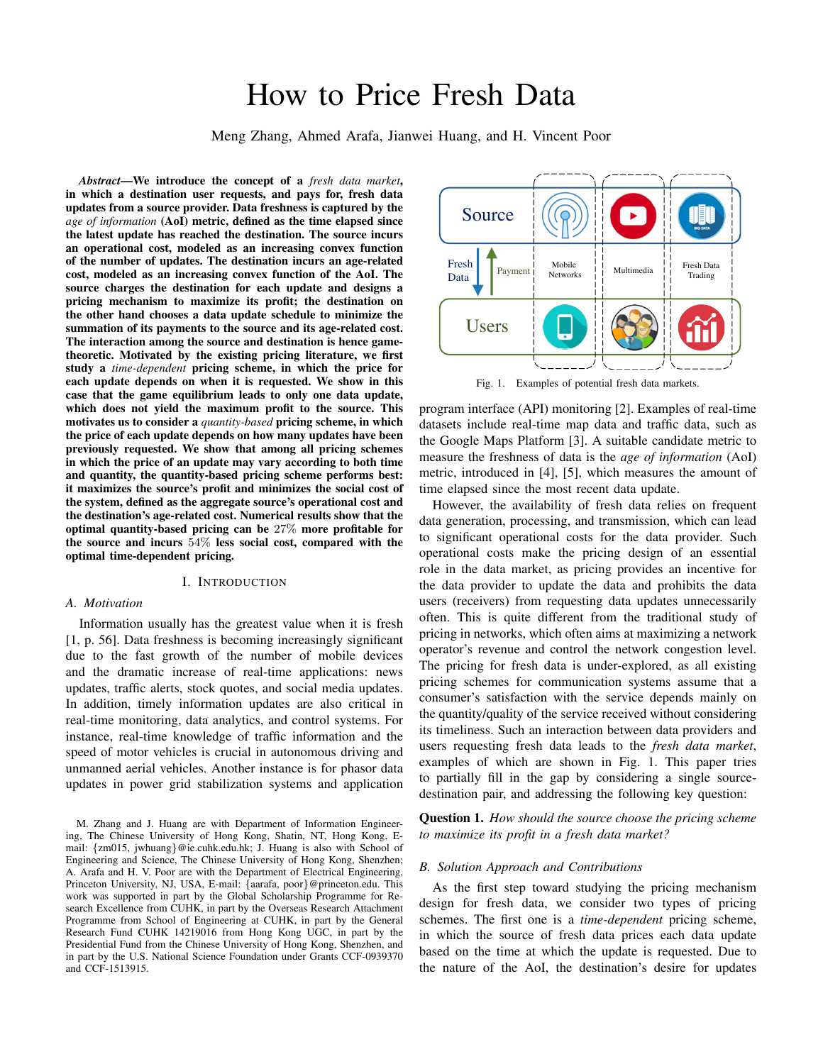# How to Price Fresh Data

Meng Zhang, Ahmed Arafa, Jianwei Huang, and H. Vincent Poor

***Abstract*—We introduce the concept of a *fresh data market*, in which a destination user requests, and pays for, fresh data updates from a source provider. Data freshness is captured by the *age of information* (AoI) metric, defined as the time elapsed since the latest update has reached the destination. The source incurs an operational cost, modeled as an increasing convex function of the number of updates. The destination incurs an age-related cost, modeled as an increasing convex function of the AoI. The source charges the destination for each update and designs a pricing mechanism to maximize its profit; the destination on the other hand chooses a data update schedule to minimize the summation of its payments to the source and its age-related cost. The interaction among the source and destination is hence game-theoretic. Motivated by the existing pricing literature, we first study a *time-dependent* pricing scheme, in which the price for each update depends on when it is requested. We show in this case that the game equilibrium leads to only one data update, which does not yield the maximum profit to the source. This motivates us to consider a *quantity-based* pricing scheme, in which the price of each update depends on how many updates have been previously requested. We show that among all pricing schemes in which the price of an update may vary according to both time and quantity, the quantity-based pricing scheme performs best: it maximizes the source's profit and minimizes the social cost of the system, defined as the aggregate source's operational cost and the destination's age-related cost. Numerical results show that the optimal quantity-based pricing can be $27\%$ more profitable for the source and incurs $54\%$ less social cost, compared with the optimal time-dependent pricing.**

## I. Introduction

### A. Motivation

Information usually has the greatest value when it is fresh [1, p. 56]. Data freshness is becoming increasingly significant due to the fast growth of the number of mobile devices and the dramatic increase of real-time applications: news updates, traffic alerts, stock quotes, and social media updates. In addition, timely information updates are also critical in real-time monitoring, data analytics, and control systems. For instance, real-time knowledge of traffic information and the speed of motor vehicles is crucial in autonomous driving and unmanned aerial vehicles. Another instance is for phasor data updates in power grid stabilization systems and application program interface (API) monitoring [2]. Examples of real-time datasets include real-time map data and traffic data, such as the Google Maps Platform [3]. A suitable candidate metric to measure the freshness of data is the *age of information* (AoI) metric, introduced in [4], [5], which measures the amount of time elapsed since the most recent data update.

Source | Mobile Networks | Multimedia | Fresh Data Trading
Fresh Data / Payment
Users

Fig. 1. Examples of potential fresh data markets.

However, the availability of fresh data relies on frequent data generation, processing, and transmission, which can lead to significant operational costs for the data provider. Such operational costs make the pricing design of an essential role in the data market, as pricing provides an incentive for the data provider to update the data and prohibits the data users (receivers) from requesting data updates unnecessarily often. This is quite different from the traditional study of pricing in networks, which often aims at maximizing a network operator's revenue and control the network congestion level. The pricing for fresh data is under-explored, as all existing pricing schemes for communication systems assume that a consumer's satisfaction with the service depends mainly on the quantity/quality of the service received without considering its timeliness. Such an interaction between data providers and users requesting fresh data leads to the *fresh data market*, examples of which are shown in Fig. 1. This paper tries to partially fill in the gap by considering a single source-destination pair, and addressing the following key question:

**Question 1.** *How should the source choose the pricing scheme to maximize its profit in a fresh data market?*

### B. Solution Approach and Contributions

As the first step toward studying the pricing mechanism design for fresh data, we consider two types of pricing schemes. The first one is a *time-dependent* pricing scheme, in which the source of fresh data prices each data update based on the time at which the update is requested. Due to the nature of the AoI, the destination's desire for updates

M. Zhang and J. Huang are with Department of Information Engineering, The Chinese University of Hong Kong, Shatin, NT, Hong Kong, E-mail: {zm015, jwhuang}@ie.cuhk.edu.hk; J. Huang is also with School of Engineering and Science, The Chinese University of Hong Kong, Shenzhen; A. Arafa and H. V. Poor are with the Department of Electrical Engineering, Princeton University, NJ, USA, E-mail: {aarafa, poor}@princeton.edu. This work was supported in part by the Global Scholarship Programme for Research Excellence from CUHK, in part by the Overseas Research Attachment Programme from School of Engineering at CUHK, in part by the General Research Fund CUHK 14219016 from Hong Kong UGC, in part by the Presidential Fund from the Chinese University of Hong Kong, Shenzhen, and in part by the U.S. National Science Foundation under Grants CCF-0939370 and CCF-1513915.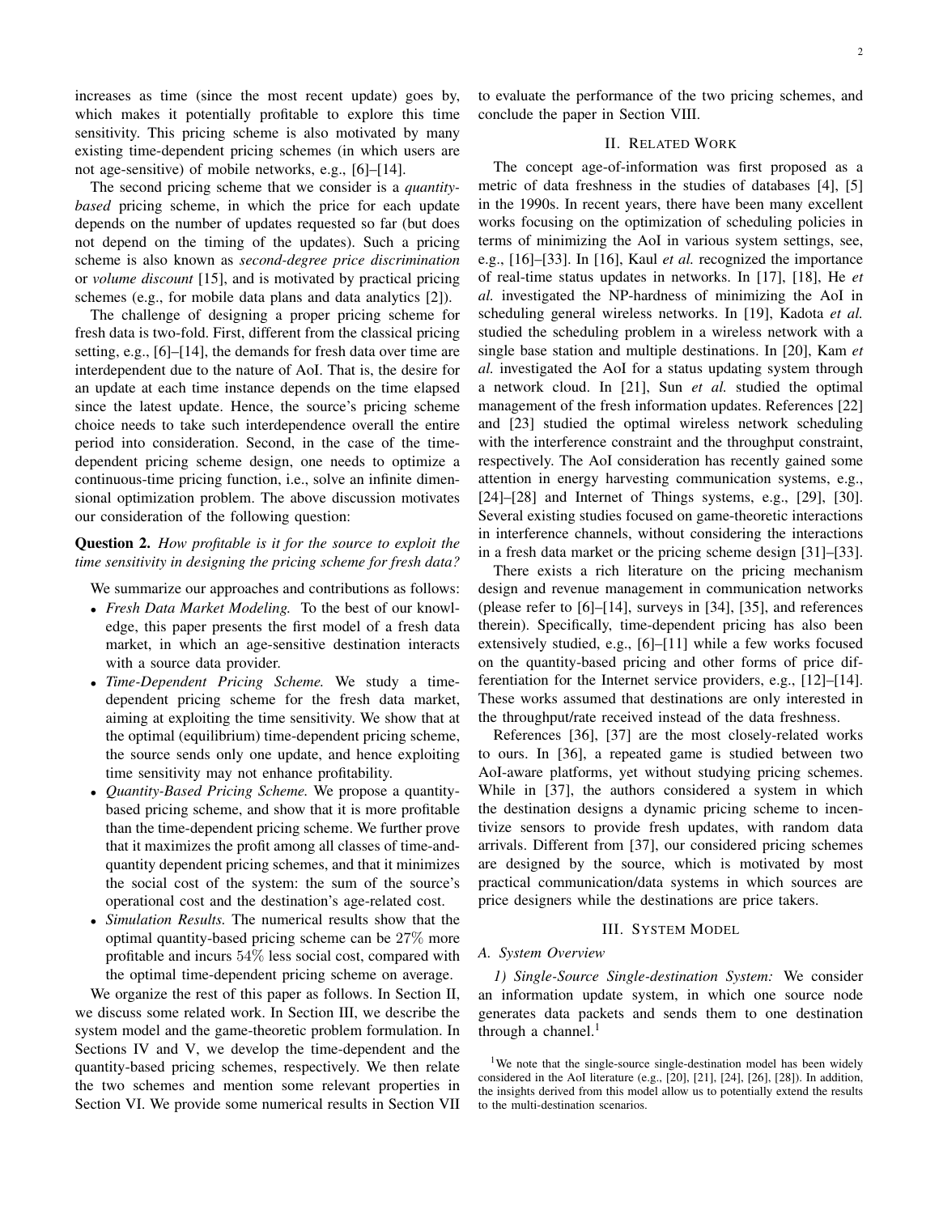increases as time (since the most recent update) goes by, which makes it potentially profitable to explore this time sensitivity. This pricing scheme is also motivated by many existing time-dependent pricing schemes (in which users are not age-sensitive) of mobile networks, e.g., [6]–[14].

The second pricing scheme that we consider is a *quantity-based* pricing scheme, in which the price for each update depends on the number of updates requested so far (but does not depend on the timing of the updates). Such a pricing scheme is also known as *second-degree price discrimination* or *volume discount* [15], and is motivated by practical pricing schemes (e.g., for mobile data plans and data analytics [2]).

The challenge of designing a proper pricing scheme for fresh data is two-fold. First, different from the classical pricing setting, e.g., [6]–[14], the demands for fresh data over time are interdependent due to the nature of AoI. That is, the desire for an update at each time instance depends on the time elapsed since the latest update. Hence, the source's pricing scheme choice needs to take such interdependence overall the entire period into consideration. Second, in the case of the time-dependent pricing scheme design, one needs to optimize a continuous-time pricing function, i.e., solve an infinite dimensional optimization problem. The above discussion motivates our consideration of the following question:

**Question 2.** *How profitable is it for the source to exploit the time sensitivity in designing the pricing scheme for fresh data?*

We summarize our approaches and contributions as follows:

- *Fresh Data Market Modeling.* To the best of our knowledge, this paper presents the first model of a fresh data market, in which an age-sensitive destination interacts with a source data provider.
- *Time-Dependent Pricing Scheme.* We study a time-dependent pricing scheme for the fresh data market, aiming at exploiting the time sensitivity. We show that at the optimal (equilibrium) time-dependent pricing scheme, the source sends only one update, and hence exploiting time sensitivity may not enhance profitability.
- *Quantity-Based Pricing Scheme.* We propose a quantity-based pricing scheme, and show that it is more profitable than the time-dependent pricing scheme. We further prove that it maximizes the profit among all classes of time-and-quantity dependent pricing schemes, and that it minimizes the social cost of the system: the sum of the source's operational cost and the destination's age-related cost.
- *Simulation Results.* The numerical results show that the optimal quantity-based pricing scheme can be $27\%$ more profitable and incurs $54\%$ less social cost, compared with the optimal time-dependent pricing scheme on average.

We organize the rest of this paper as follows. In Section II, we discuss some related work. In Section III, we describe the system model and the game-theoretic problem formulation. In Sections IV and V, we develop the time-dependent and the quantity-based pricing schemes, respectively. We then relate the two schemes and mention some relevant properties in Section VI. We provide some numerical results in Section VII to evaluate the performance of the two pricing schemes, and conclude the paper in Section VIII.

## II. Related Work

The concept age-of-information was first proposed as a metric of data freshness in the studies of databases [4], [5] in the 1990s. In recent years, there have been many excellent works focusing on the optimization of scheduling policies in terms of minimizing the AoI in various system settings, see, e.g., [16]–[33]. In [16], Kaul *et al.* recognized the importance of real-time status updates in networks. In [17], [18], He *et al.* investigated the NP-hardness of minimizing the AoI in scheduling general wireless networks. In [19], Kadota *et al.* studied the scheduling problem in a wireless network with a single base station and multiple destinations. In [20], Kam *et al.* investigated the AoI for a status updating system through a network cloud. In [21], Sun *et al.* studied the optimal management of the fresh information updates. References [22] and [23] studied the optimal wireless network scheduling with the interference constraint and the throughput constraint, respectively. The AoI consideration has recently gained some attention in energy harvesting communication systems, e.g., [24]–[28] and Internet of Things systems, e.g., [29], [30]. Several existing studies focused on game-theoretic interactions in interference channels, without considering the interactions in a fresh data market or the pricing scheme design [31]–[33].

There exists a rich literature on the pricing mechanism design and revenue management in communication networks (please refer to [6]–[14], surveys in [34], [35], and references therein). Specifically, time-dependent pricing has also been extensively studied, e.g., [6]–[11] while a few works focused on the quantity-based pricing and other forms of price differentiation for the Internet service providers, e.g., [12]–[14]. These works assumed that destinations are only interested in the throughput/rate received instead of the data freshness.

References [36], [37] are the most closely-related works to ours. In [36], a repeated game is studied between two AoI-aware platforms, yet without studying pricing schemes. While in [37], the authors considered a system in which the destination designs a dynamic pricing scheme to incentivize sensors to provide fresh updates, with random data arrivals. Different from [37], our considered pricing schemes are designed by the source, which is motivated by most practical communication/data systems in which sources are price designers while the destinations are price takers.

## III. System Model

### A. System Overview

*1) Single-Source Single-destination System:* We consider an information update system, in which one source node generates data packets and sends them to one destination through a channel.[1]

[1] We note that the single-source single-destination model has been widely considered in the AoI literature (e.g., [20], [21], [24], [26], [28]). In addition, the insights derived from this model allow us to potentially extend the results to the multi-destination scenarios.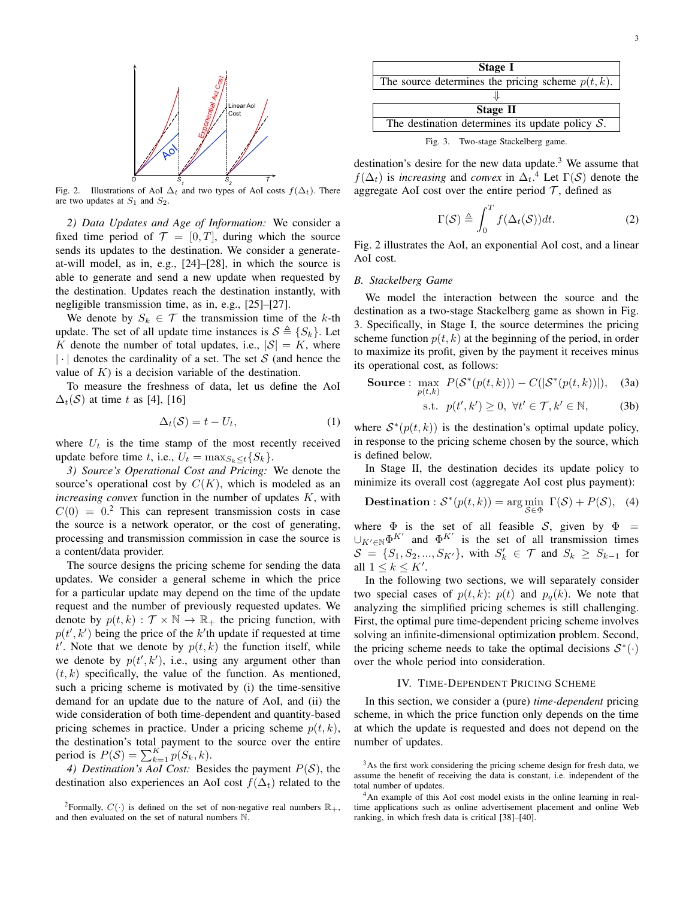Fig. 2. Illustrations of AoI $\Delta_t$ and two types of AoI costs $f(\Delta_t)$. There are two updates at $S_1$ and $S_2$.

*2) Data Updates and Age of Information:* We consider a fixed time period of $\mathcal{T} = [0, T]$, during which the source sends its updates to the destination. We consider a generate-at-will model, as in, e.g., [24]–[28], in which the source is able to generate and send a new update when requested by the destination. Updates reach the destination instantly, with negligible transmission time, as in, e.g., [25]–[27].

We denote by $S_k \in \mathcal{T}$ the transmission time of the $k$-th update. The set of all update time instances is $\mathcal{S} \triangleq \{S_k\}$. Let $K$ denote the number of total updates, i.e., $|\mathcal{S}| = K$, where $|\cdot|$ denotes the cardinality of a set. The set $\mathcal{S}$ (and hence the value of $K$) is a decision variable of the destination.

To measure the freshness of data, let us define the AoI $\Delta_t(\mathcal{S})$ at time $t$ as [4], [16]

$$\Delta_t(\mathcal{S}) = t - U_t, \tag{1}$$

where $U_t$ is the time stamp of the most recently received update before time $t$, i.e., $U_t = \max_{S_k \leq t}\{S_k\}$.

*3) Source's Operational Cost and Pricing:* We denote the source's operational cost by $C(K)$, which is modeled as an *increasing convex* function in the number of updates $K$, with $C(0) = 0$.[2] This can represent transmission costs in case the source is a network operator, or the cost of generating, processing and transmission commission in case the source is a content/data provider.

The source designs the pricing scheme for sending the data updates. We consider a general scheme in which the price for a particular update may depend on the time of the update request and the number of previously requested updates. We denote by $p(t, k) : \mathcal{T} \times \mathbb{N} \rightarrow \mathbb{R}_+$ the pricing function, with $p(t', k')$ being the price of the $k'$th update if requested at time $t'$. Note that we denote by $p(t, k)$ the function itself, while we denote by $p(t', k')$, i.e., using any argument other than $(t, k)$ specifically, the value of the function. As mentioned, such a pricing scheme is motivated by (i) the time-sensitive demand for an update due to the nature of AoI, and (ii) the wide consideration of both time-dependent and quantity-based pricing schemes in practice. Under a pricing scheme $p(t, k)$, the destination's total payment to the source over the entire period is $P(\mathcal{S}) = \sum_{k=1}^{K} p(S_k, k)$.

*4) Destination's AoI Cost:* Besides the payment $P(\mathcal{S})$, the destination also experiences an AoI cost $f(\Delta_t)$ related to the destination's desire for the new data update.[3] We assume that $f(\Delta_t)$ is *increasing* and *convex* in $\Delta_t$.[4] Let $\Gamma(\mathcal{S})$ denote the aggregate AoI cost over the entire period $\mathcal{T}$, defined as

$$\Gamma(\mathcal{S}) \triangleq \int_0^T f(\Delta_t(\mathcal{S}))dt. \tag{2}$$

Fig. 2 illustrates the AoI, an exponential AoI cost, and a linear AoI cost.

[2] Formally, $C(\cdot)$ is defined on the set of non-negative real numbers $\mathbb{R}_+$, and then evaluated on the set of natural numbers $\mathbb{N}$.

| **Stage I** |
| --- |
| The source determines the pricing scheme $p(t, k)$. |

$\Downarrow$

| **Stage II** |
| --- |
| The destination determines its update policy $\mathcal{S}$. |

Fig. 3. Two-stage Stackelberg game.

### B. Stackelberg Game

We model the interaction between the source and the destination as a two-stage Stackelberg game as shown in Fig. 3. Specifically, in Stage I, the source determines the pricing scheme function $p(t, k)$ at the beginning of the period, in order to maximize its profit, given by the payment it receives minus its operational cost, as follows:

$$\textbf{Source}: \max_{p(t,k)} \; P(\mathcal{S}^*(p(t, k))) - C(|\mathcal{S}^*(p(t, k))|), \tag{3a}$$

$$\text{s.t.} \;\; p(t', k') \geq 0, \; \forall t' \in \mathcal{T}, k' \in \mathbb{N}, \tag{3b}$$

where $\mathcal{S}^*(p(t, k))$ is the destination's optimal update policy, in response to the pricing scheme chosen by the source, which is defined below.

In Stage II, the destination decides its update policy to minimize its overall cost (aggregate AoI cost plus payment):

$$\textbf{Destination}: \mathcal{S}^*(p(t, k)) = \arg\min_{\mathcal{S} \in \Phi} \; \Gamma(\mathcal{S}) + P(\mathcal{S}), \tag{4}$$

where $\Phi$ is the set of all feasible $\mathcal{S}$, given by $\Phi = \cup_{K' \in \mathbb{N}} \Phi^{K'}$ and $\Phi^{K'}$ is the set of all transmission times $\mathcal{S} = \{S_1, S_2, ..., S_{K'}\}$, with $S'_k \in \mathcal{T}$ and $S_k \geq S_{k-1}$ for all $1 \leq k \leq K'$.

In the following two sections, we will separately consider two special cases of $p(t, k)$: $p(t)$ and $p_q(k)$. We note that analyzing the simplified pricing schemes is still challenging. First, the optimal pure time-dependent pricing scheme involves solving an infinite-dimensional optimization problem. Second, the pricing scheme needs to take the optimal decisions $\mathcal{S}^*(\cdot)$ over the whole period into consideration.

## IV. Time-Dependent Pricing Scheme

In this section, we consider a (pure) *time-dependent* pricing scheme, in which the price function only depends on the time at which the update is requested and does not depend on the number of updates.

[3] As the first work considering the pricing scheme design for fresh data, we assume the benefit of receiving the data is constant, i.e. independent of the total number of updates.

[4] An example of this AoI cost model exists in the online learning in real-time applications such as online advertisement placement and online Web ranking, in which fresh data is critical [38]–[40].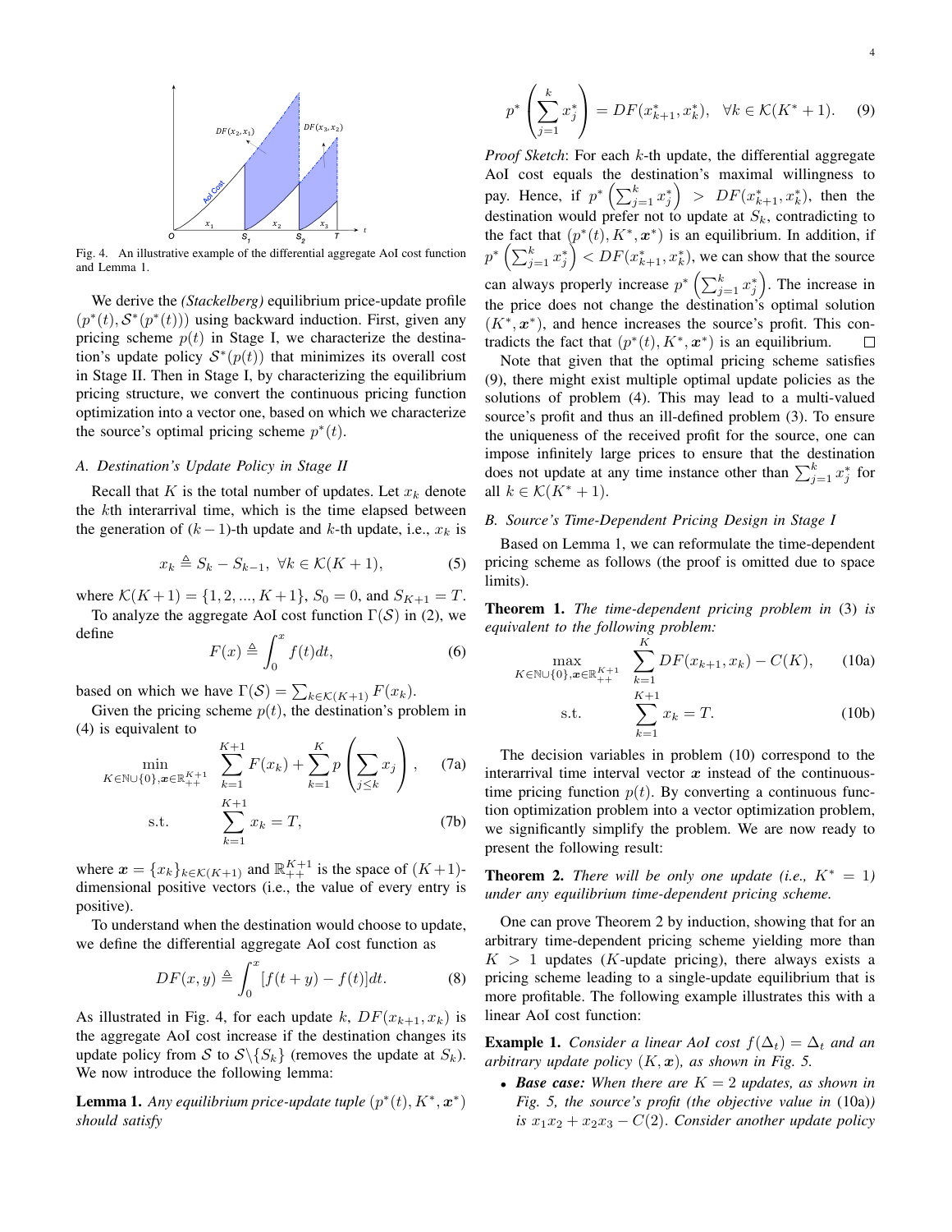Fig. 4. An illustrative example of the differential aggregate AoI cost function and Lemma 1.

We derive the *(Stackelberg)* equilibrium price-update profile $(p^*(t), \mathcal{S}^*(p^*(t)))$ using backward induction. First, given any pricing scheme $p(t)$ in Stage I, we characterize the destination's update policy $\mathcal{S}^*(p(t))$ that minimizes its overall cost in Stage II. Then in Stage I, by characterizing the equilibrium pricing structure, we convert the continuous pricing function optimization into a vector one, based on which we characterize the source's optimal pricing scheme $p^*(t)$.

### A. Destination's Update Policy in Stage II

Recall that $K$ is the total number of updates. Let $x_k$ denote the $k$th interarrival time, which is the time elapsed between the generation of $(k-1)$-th update and $k$-th update, i.e., $x_k$ is

$$x_k \triangleq S_k - S_{k-1}, \ \forall k \in \mathcal{K}(K+1), \tag{5}$$

where $\mathcal{K}(K+1) = \{1, 2, ..., K+1\}$, $S_0 = 0$, and $S_{K+1} = T$.

To analyze the aggregate AoI cost function $\Gamma(\mathcal{S})$ in (2), we define

$$F(x) \triangleq \int_0^x f(t)dt, \tag{6}$$

based on which we have $\Gamma(\mathcal{S}) = \sum_{k \in \mathcal{K}(K+1)} F(x_k)$.

Given the pricing scheme $p(t)$, the destination's problem in (4) is equivalent to

$$\min_{K \in \mathbb{N} \cup \{0\}, \boldsymbol{x} \in \mathbb{R}_{++}^{K+1}} \quad \sum_{k=1}^{K+1} F(x_k) + \sum_{k=1}^{K} p\left(\sum_{j \leq k} x_j\right), \tag{7a}$$

$$\text{s.t.} \quad \sum_{k=1}^{K+1} x_k = T, \tag{7b}$$

where $\boldsymbol{x} = \{x_k\}_{k \in \mathcal{K}(K+1)}$ and $\mathbb{R}_{++}^{K+1}$ is the space of $(K+1)$-dimensional positive vectors (i.e., the value of every entry is positive).

To understand when the destination would choose to update, we define the differential aggregate AoI cost function as

$$DF(x, y) \triangleq \int_0^x [f(t+y) - f(t)]dt. \tag{8}$$

As illustrated in Fig. 4, for each update $k$, $DF(x_{k+1}, x_k)$ is the aggregate AoI cost increase if the destination changes its update policy from $\mathcal{S}$ to $\mathcal{S} \backslash \{S_k\}$ (removes the update at $S_k$). We now introduce the following lemma:

**Lemma 1.** *Any equilibrium price-update tuple $(p^*(t), K^*, \boldsymbol{x}^*)$ should satisfy*

$$p^*\left(\sum_{j=1}^{k} x_j^*\right) = DF(x_{k+1}^*, x_k^*), \quad \forall k \in \mathcal{K}(K^*+1). \tag{9}$$

*Proof Sketch*: For each $k$-th update, the differential aggregate AoI cost equals the destination's maximal willingness to pay. Hence, if $p^*\left(\sum_{j=1}^{k} x_j^*\right) > DF(x_{k+1}^*, x_k^*)$, then the destination would prefer not to update at $S_k$, contradicting to the fact that $(p^*(t), K^*, \boldsymbol{x}^*)$ is an equilibrium. In addition, if $p^*\left(\sum_{j=1}^{k} x_j^*\right) < DF(x_{k+1}^*, x_k^*)$, we can show that the source can always properly increase $p^*\left(\sum_{j=1}^{k} x_j^*\right)$. The increase in the price does not change the destination's optimal solution $(K^*, \boldsymbol{x}^*)$, and hence increases the source's profit. This contradicts the fact that $(p^*(t), K^*, \boldsymbol{x}^*)$ is an equilibrium. $\square$

Note that given that the optimal pricing scheme satisfies (9), there might exist multiple optimal update policies as the solutions of problem (4). This may lead to a multi-valued source's profit and thus an ill-defined problem (3). To ensure the uniqueness of the received profit for the source, one can impose infinitely large prices to ensure that the destination does not update at any time instance other than $\sum_{j=1}^{k} x_j^*$ for all $k \in \mathcal{K}(K^*+1)$.

### B. Source's Time-Dependent Pricing Design in Stage I

Based on Lemma 1, we can reformulate the time-dependent pricing scheme as follows (the proof is omitted due to space limits).

**Theorem 1.** *The time-dependent pricing problem in* (3) *is equivalent to the following problem:*

$$\max_{K \in \mathbb{N} \cup \{0\}, \boldsymbol{x} \in \mathbb{R}_{++}^{K+1}} \quad \sum_{k=1}^{K} DF(x_{k+1}, x_k) - C(K), \tag{10a}$$

$$\text{s.t.} \quad \sum_{k=1}^{K+1} x_k = T. \tag{10b}$$

The decision variables in problem (10) correspond to the interarrival time interval vector $\boldsymbol{x}$ instead of the continuous-time pricing function $p(t)$. By converting a continuous function optimization problem into a vector optimization problem, we significantly simplify the problem. We are now ready to present the following result:

**Theorem 2.** *There will be only one update (i.e., $K^* = 1$) under any equilibrium time-dependent pricing scheme.*

One can prove Theorem 2 by induction, showing that for an arbitrary time-dependent pricing scheme yielding more than $K > 1$ updates ($K$-update pricing), there always exists a pricing scheme leading to a single-update equilibrium that is more profitable. The following example illustrates this with a linear AoI cost function:

**Example 1.** *Consider a linear AoI cost $f(\Delta_t) = \Delta_t$ and an arbitrary update policy $(K, \boldsymbol{x})$, as shown in Fig. 5.*

- ***Base case:*** *When there are $K = 2$ updates, as shown in Fig. 5, the source's profit (the objective value in* (10a)*) is $x_1 x_2 + x_2 x_3 - C(2)$. Consider another update policy*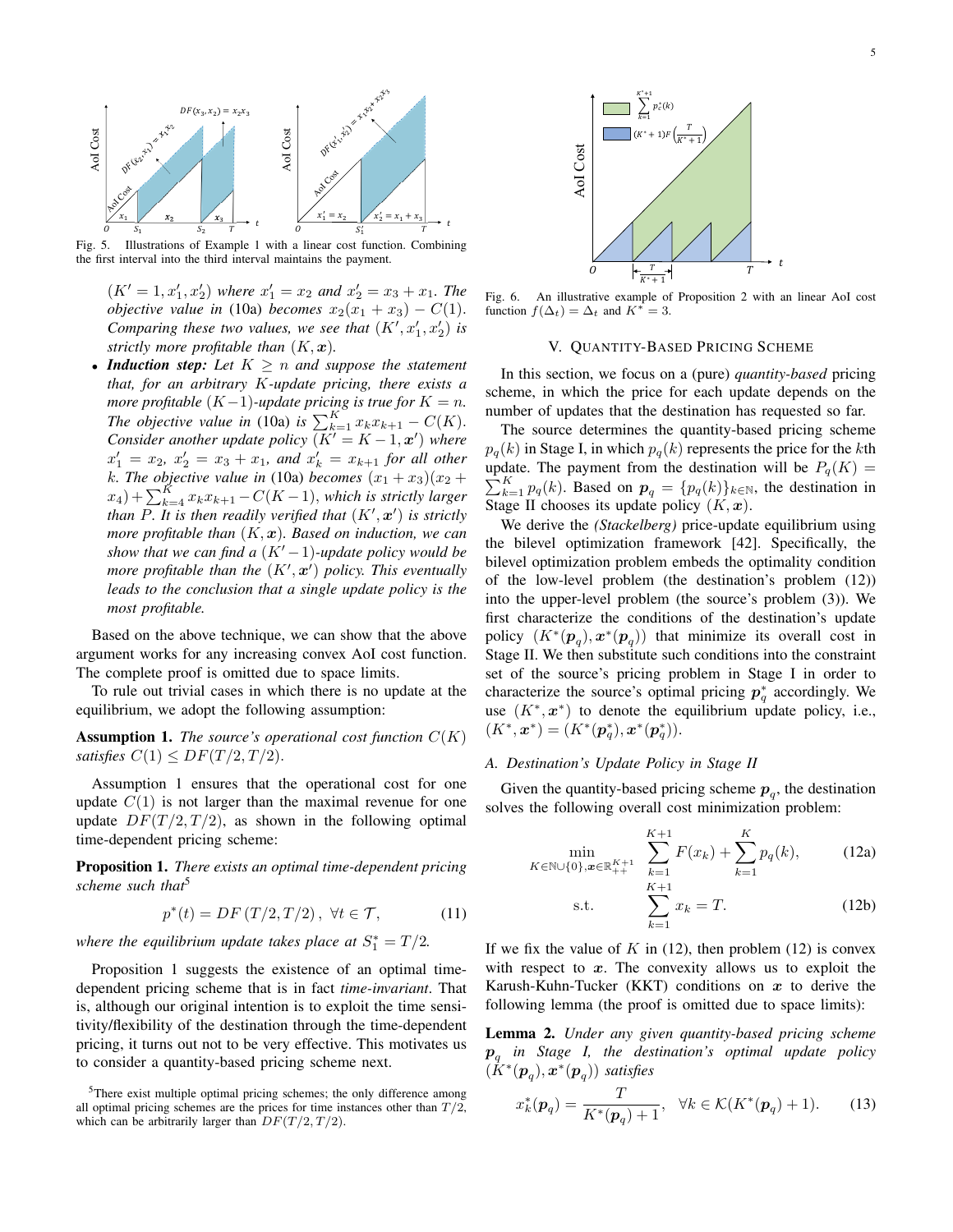Fig. 5. Illustrations of Example 1 with a linear cost function. Combining the first interval into the third interval maintains the payment.

*$(K' = 1, x_1', x_2')$ where $x_1' = x_2$ and $x_2' = x_3 + x_1$. The objective value in* (10a) *becomes $x_2(x_1 + x_3) - C(1)$. Comparing these two values, we see that $(K', x_1', x_2')$ is strictly more profitable than $(K, \boldsymbol{x})$.*

- ***Induction step:*** *Let $K \geq n$ and suppose the statement that, for an arbitrary $K$-update pricing, there exists a more profitable $(K-1)$-update pricing is true for $K = n$. The objective value in* (10a) *is $\sum_{k=1}^{K} x_k x_{k+1} - C(K)$. Consider another update policy $(K' = K - 1, \boldsymbol{x}')$ where $x_1' = x_2$, $x_2' = x_3 + x_1$, and $x_k' = x_{k+1}$ for all other $k$. The objective value in* (10a) *becomes $(x_1 + x_3)(x_2 + x_4) + \sum_{k=4}^{K} x_k x_{k+1} - C(K-1)$, which is strictly larger than $P$. It is then readily verified that $(K', \boldsymbol{x}')$ is strictly more profitable than $(K, \boldsymbol{x})$. Based on induction, we can show that we can find a $(K'-1)$-update policy would be more profitable than the $(K', \boldsymbol{x}')$ policy. This eventually leads to the conclusion that a single update policy is the most profitable.*

Based on the above technique, we can show that the above argument works for any increasing convex AoI cost function. The complete proof is omitted due to space limits.

To rule out trivial cases in which there is no update at the equilibrium, we adopt the following assumption:

**Assumption 1.** *The source's operational cost function $C(K)$ satisfies $C(1) \leq DF(T/2, T/2)$.*

Assumption 1 ensures that the operational cost for one update $C(1)$ is not larger than the maximal revenue for one update $DF(T/2, T/2)$, as shown in the following optimal time-dependent pricing scheme:

**Proposition 1.** *There exists an optimal time-dependent pricing scheme such that*[5]

$$p^*(t) = DF\left(T/2, T/2\right), \ \forall t \in \mathcal{T}, \tag{11}$$

*where the equilibrium update takes place at $S_1^* = T/2$.*

Proposition 1 suggests the existence of an optimal time-dependent pricing scheme that is in fact *time-invariant*. That is, although our original intention is to exploit the time sensitivity/flexibility of the destination through the time-dependent pricing, it turns out not to be very effective. This motivates us to consider a quantity-based pricing scheme next.

[5]There exist multiple optimal pricing schemes; the only difference among all optimal pricing schemes are the prices for time instances other than $T/2$, which can be arbitrarily larger than $DF(T/2, T/2)$.

Fig. 6. An illustrative example of Proposition 2 with an linear AoI cost function $f(\Delta_t) = \Delta_t$ and $K^* = 3$.

## V. Quantity-Based Pricing Scheme

In this section, we focus on a (pure) *quantity-based* pricing scheme, in which the price for each update depends on the number of updates that the destination has requested so far.

The source determines the quantity-based pricing scheme $p_q(k)$ in Stage I, in which $p_q(k)$ represents the price for the $k$th update. The payment from the destination will be $P_q(K) = \sum_{k=1}^{K} p_q(k)$. Based on $\boldsymbol{p}_q = \{p_q(k)\}_{k \in \mathbb{N}}$, the destination in Stage II chooses its update policy $(K, \boldsymbol{x})$.

We derive the *(Stackelberg)* price-update equilibrium using the bilevel optimization framework [42]. Specifically, the bilevel optimization problem embeds the optimality condition of the low-level problem (the destination's problem (12)) into the upper-level problem (the source's problem (3)). We first characterize the conditions of the destination's update policy $(K^*(\boldsymbol{p}_q), \boldsymbol{x}^*(\boldsymbol{p}_q))$ that minimize its overall cost in Stage II. We then substitute such conditions into the constraint set of the source's pricing problem in Stage I in order to characterize the source's optimal pricing $\boldsymbol{p}_q^*$ accordingly. We use $(K^*, \boldsymbol{x}^*)$ to denote the equilibrium update policy, i.e., $(K^*, \boldsymbol{x}^*) = (K^*(\boldsymbol{p}_q^*), \boldsymbol{x}^*(\boldsymbol{p}_q^*))$.

### *A. Destination's Update Policy in Stage II*

Given the quantity-based pricing scheme $\boldsymbol{p}_q$, the destination solves the following overall cost minimization problem:

$$\min_{K \in \mathbb{N} \cup \{0\}, \boldsymbol{x} \in \mathbb{R}_{++}^{K+1}} \ \sum_{k=1}^{K+1} F(x_k) + \sum_{k=1}^{K} p_q(k), \tag{12a}$$

$$\text{s.t.} \quad \sum_{k=1}^{K+1} x_k = T. \tag{12b}$$

If we fix the value of $K$ in (12), then problem (12) is convex with respect to $\boldsymbol{x}$. The convexity allows us to exploit the Karush-Kuhn-Tucker (KKT) conditions on $\boldsymbol{x}$ to derive the following lemma (the proof is omitted due to space limits):

**Lemma 2.** *Under any given quantity-based pricing scheme $\boldsymbol{p}_q$ in Stage I, the destination's optimal update policy $(K^*(\boldsymbol{p}_q), \boldsymbol{x}^*(\boldsymbol{p}_q))$ satisfies*

$$x_k^*(\boldsymbol{p}_q) = \frac{T}{K^*(\boldsymbol{p}_q) + 1}, \ \ \forall k \in \mathcal{K}(K^*(\boldsymbol{p}_q) + 1). \tag{13}$$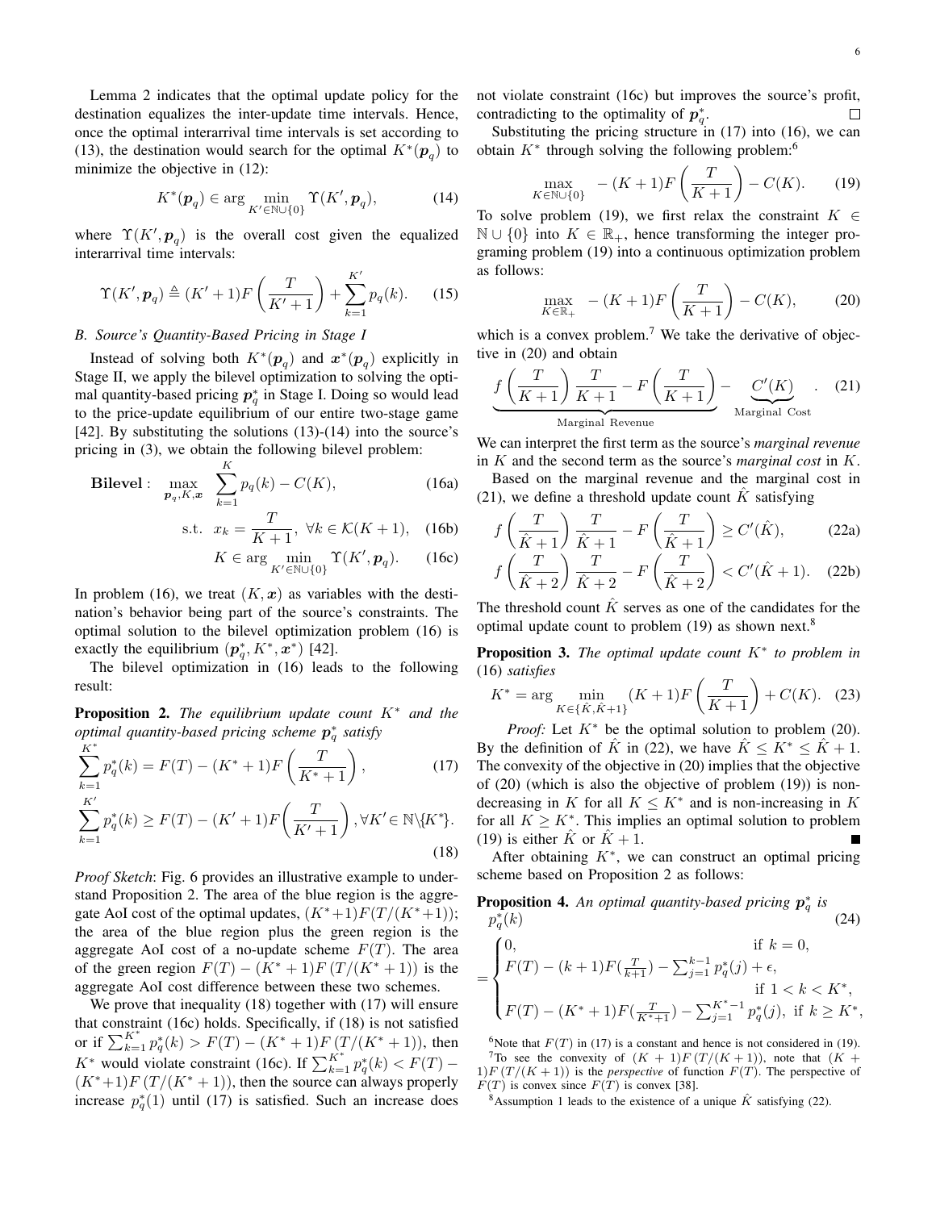Lemma 2 indicates that the optimal update policy for the destination equalizes the inter-update time intervals. Hence, once the optimal interarrival time intervals is set according to (13), the destination would search for the optimal $K^*(\boldsymbol{p}_q)$ to minimize the objective in (12):

$$K^*(\boldsymbol{p}_q) \in \arg \min_{K' \in \mathbb{N} \cup \{0\}} \Upsilon(K', \boldsymbol{p}_q), \tag{14}$$

where $\Upsilon(K', \boldsymbol{p}_q)$ is the overall cost given the equalized interarrival time intervals:

$$\Upsilon(K', \boldsymbol{p}_q) \triangleq (K'+1) F\left(\frac{T}{K'+1}\right) + \sum_{k=1}^{K'} p_q(k). \tag{15}$$

### B. Source's Quantity-Based Pricing in Stage I

Instead of solving both $K^*(\boldsymbol{p}_q)$ and $\boldsymbol{x}^*(\boldsymbol{p}_q)$ explicitly in Stage II, we apply the bilevel optimization to solving the optimal quantity-based pricing $\boldsymbol{p}_q^*$ in Stage I. Doing so would lead to the price-update equilibrium of our entire two-stage game [42]. By substituting the solutions (13)-(14) into the source's pricing in (3), we obtain the following bilevel problem:

$$\textbf{Bilevel}: \quad \max_{\boldsymbol{p}_q, K, \boldsymbol{x}} \quad \sum_{k=1}^{K} p_q(k) - C(K), \tag{16a}$$

$$\text{s.t.} \quad x_k = \frac{T}{K+1}, \ \forall k \in \mathcal{K}(K+1), \tag{16b}$$

$$K \in \arg \min_{K' \in \mathbb{N} \cup \{0\}} \Upsilon(K', \boldsymbol{p}_q). \tag{16c}$$

In problem (16), we treat $(K, \boldsymbol{x})$ as variables with the destination's behavior being part of the source's constraints. The optimal solution to the bilevel optimization problem (16) is exactly the equilibrium $(\boldsymbol{p}_q^*, K^*, \boldsymbol{x}^*)$ [42].

The bilevel optimization in (16) leads to the following result:

**Proposition 2.** *The equilibrium update count $K^*$ and the optimal quantity-based pricing scheme $\boldsymbol{p}_q^*$ satisfy*

$$\sum_{k=1}^{K^*} p_q^*(k) = F(T) - (K^*+1) F\left(\frac{T}{K^*+1}\right), \tag{17}$$

$$\sum_{k=1}^{K'} p_q^*(k) \geq F(T) - (K'+1) F\left(\frac{T}{K'+1}\right), \forall K' \in \mathbb{N} \backslash \{K^*\}. \tag{18}$$

*Proof Sketch*: Fig. 6 provides an illustrative example to understand Proposition 2. The area of the blue region is the aggregate AoI cost of the optimal updates, $(K^*+1)F(T/(K^*+1))$; the area of the blue region plus the green region is the aggregate AoI cost of a no-update scheme $F(T)$. The area of the green region $F(T) - (K^*+1)F(T/(K^*+1))$ is the aggregate AoI cost difference between these two schemes.

We prove that inequality (18) together with (17) will ensure that constraint (16c) holds. Specifically, if (18) is not satisfied or if $\sum_{k=1}^{K^*} p_q^*(k) > F(T) - (K^*+1)F(T/(K^*+1))$, then $K^*$ would violate constraint (16c). If $\sum_{k=1}^{K^*} p_q^*(k) < F(T) - (K^*+1)F(T/(K^*+1))$, then the source can always properly increase $p_q^*(1)$ until (17) is satisfied. Such an increase does not violate constraint (16c) but improves the source's profit, contradicting to the optimality of $\boldsymbol{p}_q^*$. □

Substituting the pricing structure in (17) into (16), we can obtain $K^*$ through solving the following problem:[6]

$$\max_{K \in \mathbb{N} \cup \{0\}} \quad -(K+1) F\left(\frac{T}{K+1}\right) - C(K). \tag{19}$$

To solve problem (19), we first relax the constraint $K \in \mathbb{N} \cup \{0\}$ into $K \in \mathbb{R}_+$, hence transforming the integer programing problem (19) into a continuous optimization problem as follows:

$$\max_{K \in \mathbb{R}_+} \quad -(K+1) F\left(\frac{T}{K+1}\right) - C(K), \tag{20}$$

which is a convex problem.[7] We take the derivative of objective in (20) and obtain

$$\underbrace{f\left(\frac{T}{K+1}\right)\frac{T}{K+1} - F\left(\frac{T}{K+1}\right)}_{\text{Marginal Revenue}} - \underbrace{C'(K)}_{\text{Marginal Cost}}. \tag{21}$$

We can interpret the first term as the source's *marginal revenue* in $K$ and the second term as the source's *marginal cost* in $K$.

Based on the marginal revenue and the marginal cost in (21), we define a threshold update count $\hat{K}$ satisfying

$$f\left(\frac{T}{\hat{K}+1}\right)\frac{T}{\hat{K}+1} - F\left(\frac{T}{\hat{K}+1}\right) \geq C'(\hat{K}), \tag{22a}$$

$$f\left(\frac{T}{\hat{K}+2}\right)\frac{T}{\hat{K}+2} - F\left(\frac{T}{\hat{K}+2}\right) < C'(\hat{K}+1). \tag{22b}$$

The threshold count $\hat{K}$ serves as one of the candidates for the optimal update count to problem (19) as shown next.[8]

**Proposition 3.** *The optimal update count $K^*$ to problem in* (16) *satisfies*

$$K^* = \arg \min_{K \in \{\hat{K}, \hat{K}+1\}} (K+1) F\left(\frac{T}{K+1}\right) + C(K). \tag{23}$$

*Proof:* Let $K^*$ be the optimal solution to problem (20). By the definition of $\hat{K}$ in (22), we have $\hat{K} \leq K^* \leq \hat{K}+1$. The convexity of the objective in (20) implies that the objective of (20) (which is also the objective of problem (19)) is non-decreasing in $K$ for all $K \leq K^*$ and is non-increasing in $K$ for all $K \geq K^*$. This implies an optimal solution to problem (19) is either $\hat{K}$ or $\hat{K}+1$. ■

After obtaining $K^*$, we can construct an optimal pricing scheme based on Proposition 2 as follows:

**Proposition 4.** *An optimal quantity-based pricing $\boldsymbol{p}_q^*$ is*

$$p_q^*(k) = \begin{cases} 0, & \text{if } k = 0, \\ F(T) - (k+1)F(\frac{T}{k+1}) - \sum_{j=1}^{k-1} p_q^*(j) + \epsilon, & \text{if } 1 < k < K^*, \\ F(T) - (K^*+1)F(\frac{T}{K^*+1}) - \sum_{j=1}^{K^*-1} p_q^*(j), & \text{if } k \geq K^*, \end{cases} \tag{24}$$

---

[6] Note that $F(T)$ in (17) is a constant and hence is not considered in (19).

[7] To see the convexity of $(K+1)F(T/(K+1))$, note that $(K+1)F(T/(K+1))$ is the *perspective* of function $F(T)$. The perspective of $F(T)$ is convex since $F(T)$ is convex [38].

[8] Assumption 1 leads to the existence of a unique $\hat{K}$ satisfying (22).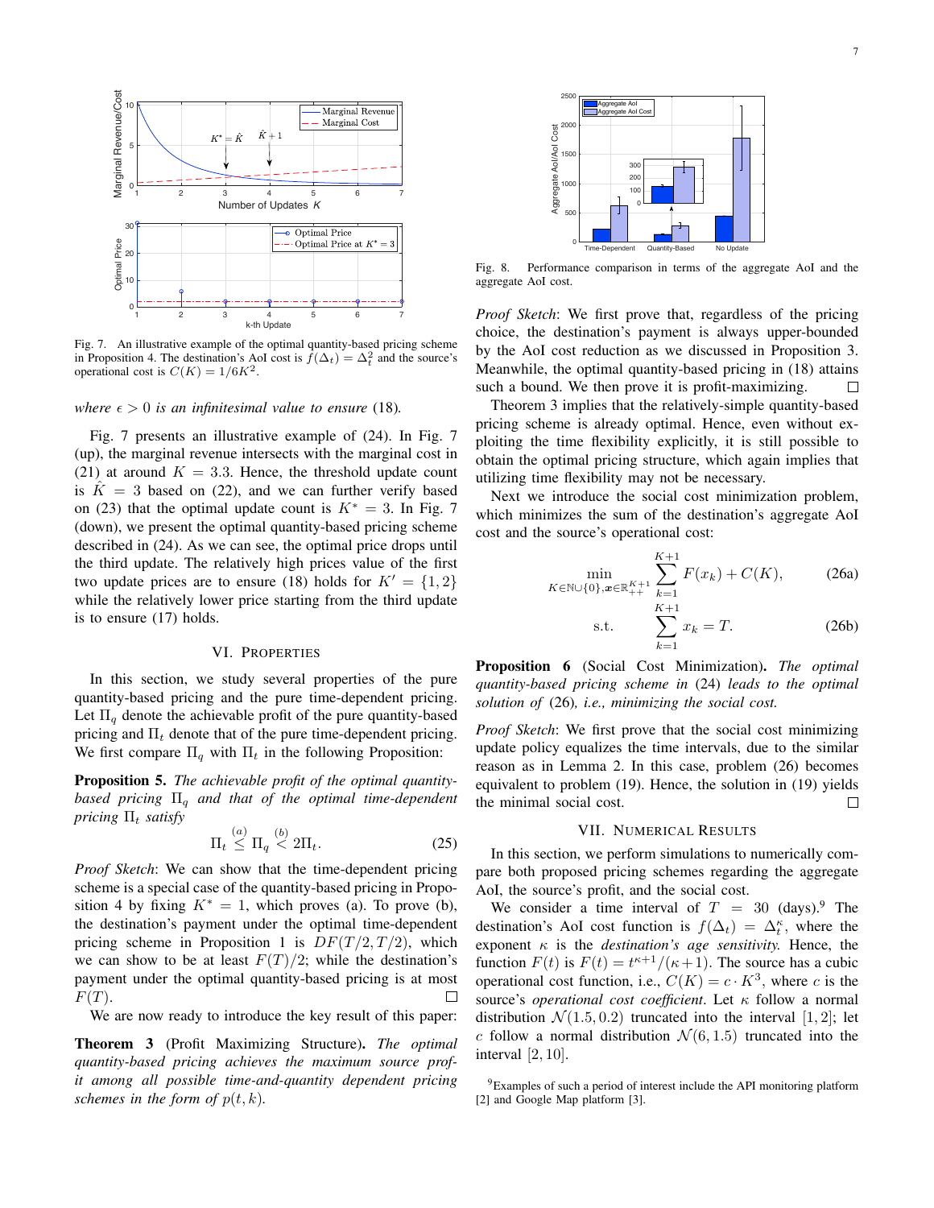Fig. 7. An illustrative example of the optimal quantity-based pricing scheme in Proposition 4. The destination's AoI cost is $f(\Delta_t) = \Delta_t^2$ and the source's operational cost is $C(K) = 1/6K^2$.

*where $\epsilon > 0$ is an infinitesimal value to ensure* (18)*.*

Fig. 7 presents an illustrative example of (24). In Fig. 7 (up), the marginal revenue intersects with the marginal cost in (21) at around $K = 3.3$. Hence, the threshold update count is $\hat{K} = 3$ based on (22), and we can further verify based on (23) that the optimal update count is $K^* = 3$. In Fig. 7 (down), we present the optimal quantity-based pricing scheme described in (24). As we can see, the optimal price drops until the third update. The relatively high prices value of the first two update prices are to ensure (18) holds for $K' = \{1, 2\}$ while the relatively lower price starting from the third update is to ensure (17) holds.

## VI. Properties

In this section, we study several properties of the pure quantity-based pricing and the pure time-dependent pricing. Let $\Pi_q$ denote the achievable profit of the pure quantity-based pricing and $\Pi_t$ denote that of the pure time-dependent pricing. We first compare $\Pi_q$ with $\Pi_t$ in the following Proposition:

**Proposition 5.** *The achievable profit of the optimal quantity-based pricing $\Pi_q$ and that of the optimal time-dependent pricing $\Pi_t$ satisfy*

$$\Pi_t \overset{(a)}{\leq} \Pi_q \overset{(b)}{<} 2\Pi_t. \tag{25}$$

*Proof Sketch*: We can show that the time-dependent pricing scheme is a special case of the quantity-based pricing in Proposition 4 by fixing $K^* = 1$, which proves (a). To prove (b), the destination's payment under the optimal time-dependent pricing scheme in Proposition 1 is $DF(T/2, T/2)$, which we can show to be at least $F(T)/2$; while the destination's payment under the optimal quantity-based pricing is at most $F(T)$. □

We are now ready to introduce the key result of this paper:

**Theorem 3** (Profit Maximizing Structure)**.** *The optimal quantity-based pricing achieves the maximum source profit among all possible time-and-quantity dependent pricing schemes in the form of $p(t, k)$.*

Fig. 8. Performance comparison in terms of the aggregate AoI and the aggregate AoI cost.

*Proof Sketch*: We first prove that, regardless of the pricing choice, the destination's payment is always upper-bounded by the AoI cost reduction as we discussed in Proposition 3. Meanwhile, the optimal quantity-based pricing in (18) attains such a bound. We then prove it is profit-maximizing. □

Theorem 3 implies that the relatively-simple quantity-based pricing scheme is already optimal. Hence, even without exploiting the time flexibility explicitly, it is still possible to obtain the optimal pricing structure, which again implies that utilizing time flexibility may not be necessary.

Next we introduce the social cost minimization problem, which minimizes the sum of the destination's aggregate AoI cost and the source's operational cost:

$$\min_{K \in \mathbb{N} \cup \{0\}, \boldsymbol{x} \in \mathbb{R}_{++}^{K+1}} \sum_{k=1}^{K+1} F(x_k) + C(K), \tag{26a}$$

$$\text{s.t.} \quad \sum_{k=1}^{K+1} x_k = T. \tag{26b}$$

**Proposition 6** (Social Cost Minimization)**.** *The optimal quantity-based pricing scheme in* (24) *leads to the optimal solution of* (26)*, i.e., minimizing the social cost.*

*Proof Sketch*: We first prove that the social cost minimizing update policy equalizes the time intervals, due to the similar reason as in Lemma 2. In this case, problem (26) becomes equivalent to problem (19). Hence, the solution in (19) yields the minimal social cost. □

## VII. Numerical Results

In this section, we perform simulations to numerically compare both proposed pricing schemes regarding the aggregate AoI, the source's profit, and the social cost.

We consider a time interval of $T = 30$ (days).[9] The destination's AoI cost function is $f(\Delta_t) = \Delta_t^\kappa$, where the exponent $\kappa$ is the *destination's age sensitivity*. Hence, the function $F(t)$ is $F(t) = t^{\kappa+1}/(\kappa+1)$. The source has a cubic operational cost function, i.e., $C(K) = c \cdot K^3$, where $c$ is the source's *operational cost coefficient*. Let $\kappa$ follow a normal distribution $\mathcal{N}(1.5, 0.2)$ truncated into the interval $[1, 2]$; let $c$ follow a normal distribution $\mathcal{N}(6, 1.5)$ truncated into the interval $[2, 10]$.

[9] Examples of such a period of interest include the API monitoring platform [2] and Google Map platform [3].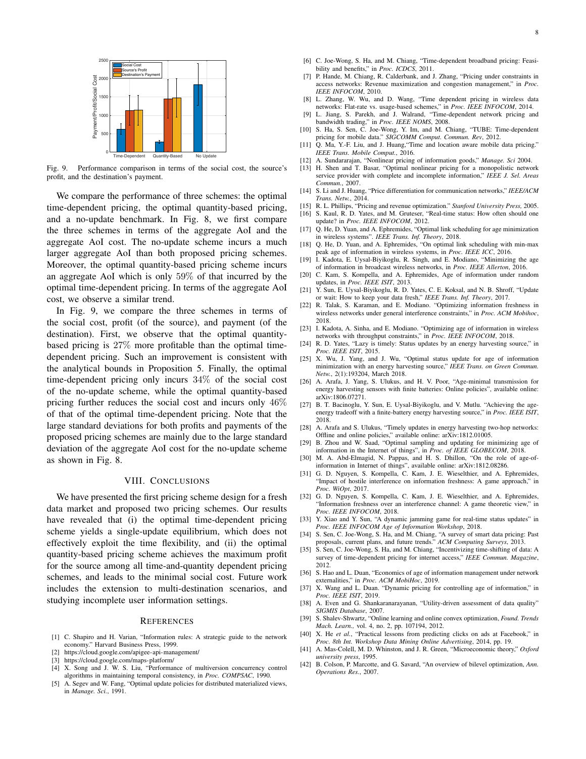2500
2000
1500
1000
500
0

Payment/Profit/Social Cost

Social Cost
Source's Profit
Destination's Payment

Time-Dependent
Quantity-Based
No Update

Fig. 9. Performance comparison in terms of the social cost, the source's profit, and the destination's payment.

We compare the performance of three schemes: the optimal time-dependent pricing, the optimal quantity-based pricing, and a no-update benchmark. In Fig. 8, we first compare the three schemes in terms of the aggregate AoI and the aggregate AoI cost. The no-update scheme incurs a much larger aggregate AoI than both proposed pricing schemes. Moreover, the optimal quantity-based pricing scheme incurs an aggregate AoI which is only $59\%$ of that incurred by the optimal time-dependent pricing. In terms of the aggregate AoI cost, we observe a similar trend.

In Fig. 9, we compare the three schemes in terms of the social cost, profit (of the source), and payment (of the destination). First, we observe that the optimal quantity-based pricing is $27\%$ more profitable than the optimal time-dependent pricing. Such an improvement is consistent with the analytical bounds in Proposition 5. Finally, the optimal time-dependent pricing only incurs $34\%$ of the social cost of the no-update scheme, while the optimal quantity-based pricing further reduces the social cost and incurs only $46\%$ of that of the optimal time-dependent pricing. Note that the large standard deviations for both profits and payments of the proposed pricing schemes are mainly due to the large standard deviation of the aggregate AoI cost for the no-update scheme as shown in Fig. 8.

## VIII. Conclusions

We have presented the first pricing scheme design for a fresh data market and proposed two pricing schemes. Our results have revealed that (i) the optimal time-dependent pricing scheme yields a single-update equilibrium, which does not effectively exploit the time flexibility, and (ii) the optimal quantity-based pricing scheme achieves the maximum profit for the source among all time-and-quantity dependent pricing schemes, and leads to the minimal social cost. Future work includes the extension to multi-destination scenarios, and studying incomplete user information settings.

## References

[1] C. Shapiro and H. Varian, "Information rules: A strategic guide to the network economy." Harvard Business Press, 1999.
[2] https://cloud.google.com/apigee-api-management/
[3] https://cloud.google.com/maps-platform/
[4] X. Song and J. W. S. Liu, "Performance of multiversion concurrency control algorithms in maintaining temporal consistency, in *Proc. COMPSAC*, 1990.
[5] A. Segev and W. Fang, "Optimal update policies for distributed materialized views, in *Manage. Sci.*, 1991.
[6] C. Joe-Wong, S. Ha, and M. Chiang, "Time-dependent broadband pricing: Feasibility and benefits," in *Proc. ICDCS*, 2011.
[7] P. Hande, M. Chiang, R. Calderbank, and J. Zhang, "Pricing under constraints in access networks: Revenue maximization and congestion management," in *Proc. IEEE INFOCOM*, 2010.
[8] L. Zhang, W. Wu, and D. Wang, "Time dependent pricing in wireless data networks: Flat-rate vs. usage-based schemes," in *Proc. IEEE INFOCOM*, 2014.
[9] L. Jiang, S. Parekh, and J. Walrand, "Time-dependent network pricing and bandwidth trading," in *Proc. IEEE NOMS*, 2008.
[10] S. Ha, S. Sen, C. Joe-Wong, Y. Im, and M. Chiang, "TUBE: Time-dependent pricing for mobile data." *SIGCOMM Comput. Commun. Rev*, 2012.
[11] Q. Ma, Y.-F. Liu, and J. Huang,"Time and location aware mobile data pricing." *IEEE Trans. Mobile Comput.*, 2016.
[12] A. Sundararajan, "Nonlinear pricing of information goods," *Manage. Sci* 2004.
[13] H. Shen and T. Basar, "Optimal nonlinear pricing for a monopolistic network service provider with complete and incomplete information," *IEEE J. Sel. Areas Commun.*, 2007.
[14] S. Li and J. Huang, "Price differentiation for communication networks," *IEEE/ACM Trans. Netw.*, 2014.
[15] R. L. Phillips, "Pricing and revenue optimization." *Stanford University Press,* 2005.
[16] S. Kaul, R. D. Yates, and M. Gruteser, "Real-time status: How often should one update? in *Proc. IEEE INFOCOM*, 2012.
[17] Q. He, D. Yuan, and A. Ephremides, "Optimal link scheduling for age minimization in wireless systems". *IEEE Trans. Inf. Theory*, 2018.
[18] Q. He, D. Yuan, and A. Ephremides, "On optimal link scheduling with min-max peak age of information in wireless systems, in *Proc. IEEE ICC*, 2016.
[19] I. Kadota, E. Uysal-Biyikoglu, R. Singh, and E. Modiano, "Minimizing the age of information in broadcast wireless networks, in *Proc. IEEE Allerton*, 2016.
[20] C. Kam, S. Kompella, and A. Ephremides, Age of information under random updates, in *Proc. IEEE ISIT*, 2013.
[21] Y. Sun, E. Uysal-Biyikoglu, R. D. Yates, C. E. Koksal, and N. B. Shroff, "Update or wait: How to keep your data fresh," *IEEE Trans. Inf. Theory*, 2017.
[22] R. Talak, S. Karaman, and E. Modiano. "Optimizing information freshness in wireless networks under general interference constraints," in *Proc. ACM Mobihoc*, 2018.
[23] I. Kadota, A. Sinha, and E. Modiano. "Optimizing age of information in wireless networks with throughput constraints," in *Proc. IEEE INFOCOM*, 2018.
[24] R. D. Yates, "Lazy is timely: Status updates by an energy harvesting source," in *Proc. IEEE ISIT*, 2015.
[25] X. Wu, J. Yang, and J. Wu, "Optimal status update for age of information minimization with an energy harvesting source," *IEEE Trans. on Green Commun. Netw.*, 2(1):193204, March 2018.
[26] A. Arafa, J. Yang, S. Ulukus, and H. V. Poor, "Age-minimal transmission for energy harvesting sensors with finite batteries: Online policies", available online: arXiv:1806.07271.
[27] B. T. Bacinoglu, Y. Sun, E. Uysal-Biyikoglu, and V. Mutlu. "Achieving the age-energy tradeoff with a finite-battery energy harvesting source," in *Proc. IEEE ISIT*, 2018.
[28] A. Arafa and S. Ulukus, "Timely updates in energy harvesting two-hop networks: Offline and online policies," available online: arXiv:1812.01005.
[29] B. Zhou and W. Saad, "Optimal sampling and updating for minimizing age of information in the Internet of things", in *Proc. of IEEE GLOBECOM*, 2018.
[30] M. A. Abd-Elmagid, N. Pappas, and H. S. Dhillon, "On the role of age-of-information in Internet of things", available online: arXiv:1812.08286.
[31] G. D. Nguyen, S. Kompella, C. Kam, J. E. Wieselthier, and A. Ephremides, "Impact of hostile interference on information freshness: A game approach," in *Proc. WiOpt*, 2017.
[32] G. D. Nguyen, S. Kompella, C. Kam, J. E. Wieselthier, and A. Ephremides, "Information freshness over an interference channel: A game theoretic view," in *Proc. IEEE INFOCOM*, 2018.
[33] Y. Xiao and Y. Sun, "A dynamic jamming game for real-time status updates" in *Proc. IEEE INFOCOM Age of Information Workshop*, 2018.
[34] S. Sen, C. Joe-Wong, S. Ha, and M. Chiang, "A survey of smart data pricing: Past proposals, current plans, and future trends." *ACM Computing Surveys*, 2013.
[35] S. Sen, C. Joe-Wong, S. Ha, and M. Chiang, "Incentivizing time-shifting of data: A survey of time-dependent pricing for internet access," *IEEE Commun. Magazine*, 2012.
[36] S. Hao and L. Duan, "Economics of age of information management under network externalities," in *Proc. ACM MobiHoc*, 2019.
[37] X. Wang and L. Duan. "Dynamic pricing for controlling age of information," in *Proc. IEEE ISIT*, 2019.
[38] A. Even and G. Shankaranarayanan, "Utility-driven assessment of data quality" *SIGMIS Database*, 2007.
[39] S. Shalev-Shwartz, "Online learning and online convex optimization, *Found. Trends Mach. Learn.,* vol. 4, no. 2, pp. 107194, 2012.
[40] X. He *et al.*, "Practical lessons from predicting clicks on ads at Facebook," in *Proc. 8th Int. Workshop Data Mining Online Advertising*, 2014, pp. 19.
[41] A. Mas-Colell, M. D. Whinston, and J. R. Green, "Microeconomic theory," *Oxford university press*, 1995.
[42] B. Colson, P. Marcotte, and G. Savard, "An overview of bilevel optimization, *Ann. Operations Res.*, 2007.